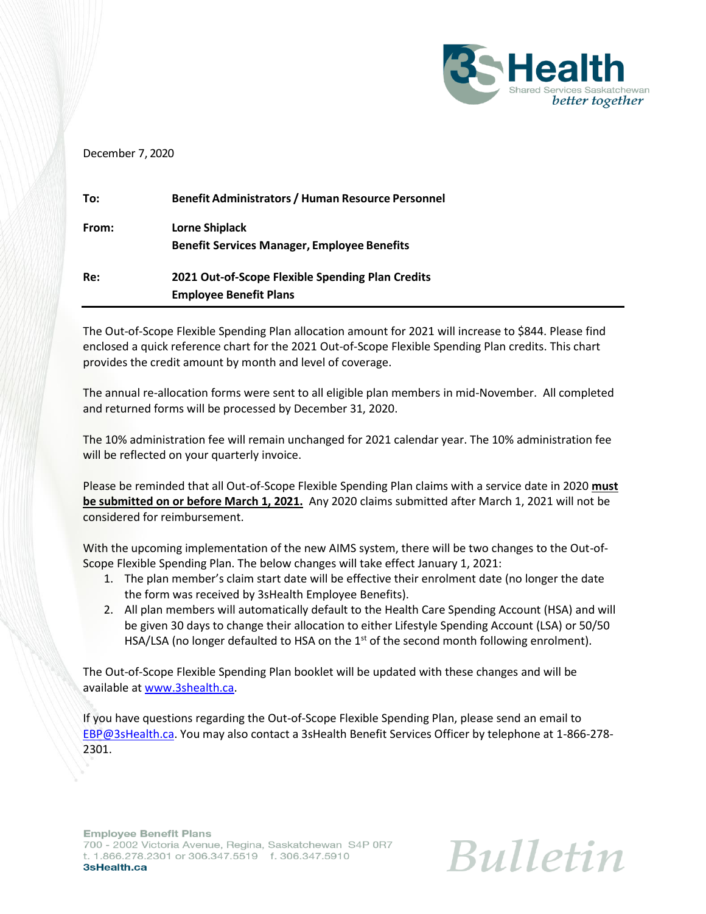December 7, 2020

| | |
|---|---|
| **To:** | **Benefit Administrators / Human Resource Personnel** |
| **From:** | **Lorne Shiplack**<br>**Benefit Services Manager, Employee Benefits** |
| **Re:** | **2021 Out-of-Scope Flexible Spending Plan Credits**<br>**Employee Benefit Plans** |

The Out-of-Scope Flexible Spending Plan allocation amount for 2021 will increase to $844. Please find enclosed a quick reference chart for the 2021 Out-of-Scope Flexible Spending Plan credits. This chart provides the credit amount by month and level of coverage.

The annual re-allocation forms were sent to all eligible plan members in mid-November. All completed and returned forms will be processed by December 31, 2020.

The 10% administration fee will remain unchanged for 2021 calendar year. The 10% administration fee will be reflected on your quarterly invoice.

Please be reminded that all Out-of-Scope Flexible Spending Plan claims with a service date in 2020 **must be submitted on or before March 1, 2021.** Any 2020 claims submitted after March 1, 2021 will not be considered for reimbursement.

With the upcoming implementation of the new AIMS system, there will be two changes to the Out-of-Scope Flexible Spending Plan. The below changes will take effect January 1, 2021:

1. The plan member's claim start date will be effective their enrolment date (no longer the date the form was received by 3sHealth Employee Benefits).
2. All plan members will automatically default to the Health Care Spending Account (HSA) and will be given 30 days to change their allocation to either Lifestyle Spending Account (LSA) or 50/50 HSA/LSA (no longer defaulted to HSA on the 1st of the second month following enrolment).

The Out-of-Scope Flexible Spending Plan booklet will be updated with these changes and will be available at www.3shealth.ca.

If you have questions regarding the Out-of-Scope Flexible Spending Plan, please send an email to EBP@3sHealth.ca. You may also contact a 3sHealth Benefit Services Officer by telephone at 1-866-278-2301.

**Employee Benefit Plans**
700 - 2002 Victoria Avenue, Regina, Saskatchewan S4P 0R7
t. 1.866.278.2301 or 306.347.5519 f. 306.347.5910
**3sHealth.ca**

*Bulletin*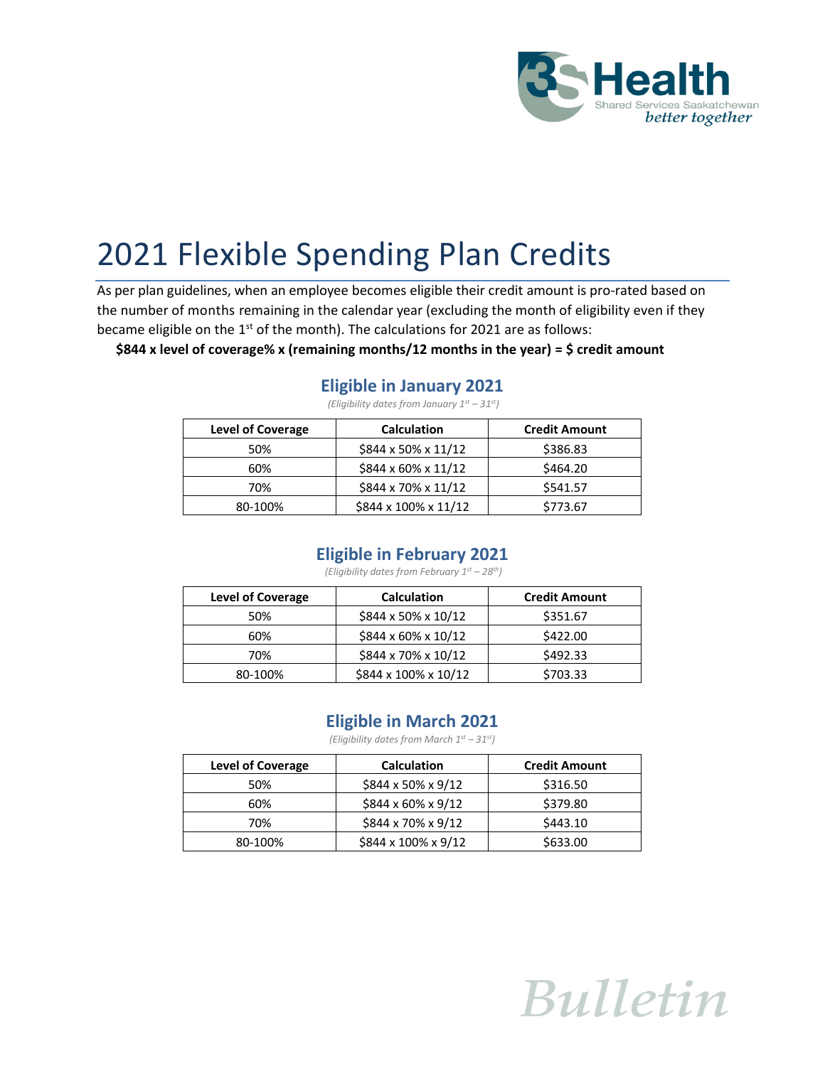# 2021 Flexible Spending Plan Credits

As per plan guidelines, when an employee becomes eligible their credit amount is pro-rated based on the number of months remaining in the calendar year (excluding the month of eligibility even if they became eligible on the 1st of the month). The calculations for 2021 are as follows:

**$844 x level of coverage% x (remaining months/12 months in the year) = $ credit amount**

## Eligible in January 2021

*(Eligibility dates from January 1st – 31st)*

| Level of Coverage | Calculation | Credit Amount |
|---|---|---|
| 50% | $844 x 50% x 11/12 | $386.83 |
| 60% | $844 x 60% x 11/12 | $464.20 |
| 70% | $844 x 70% x 11/12 | $541.57 |
| 80-100% | $844 x 100% x 11/12 | $773.67 |

## Eligible in February 2021

*(Eligibility dates from February 1st – 28th)*

| Level of Coverage | Calculation | Credit Amount |
|---|---|---|
| 50% | $844 x 50% x 10/12 | $351.67 |
| 60% | $844 x 60% x 10/12 | $422.00 |
| 70% | $844 x 70% x 10/12 | $492.33 |
| 80-100% | $844 x 100% x 10/12 | $703.33 |

## Eligible in March 2021

*(Eligibility dates from March 1st – 31st)*

| Level of Coverage | Calculation | Credit Amount |
|---|---|---|
| 50% | $844 x 50% x 9/12 | $316.50 |
| 60% | $844 x 60% x 9/12 | $379.80 |
| 70% | $844 x 70% x 9/12 | $443.10 |
| 80-100% | $844 x 100% x 9/12 | $633.00 |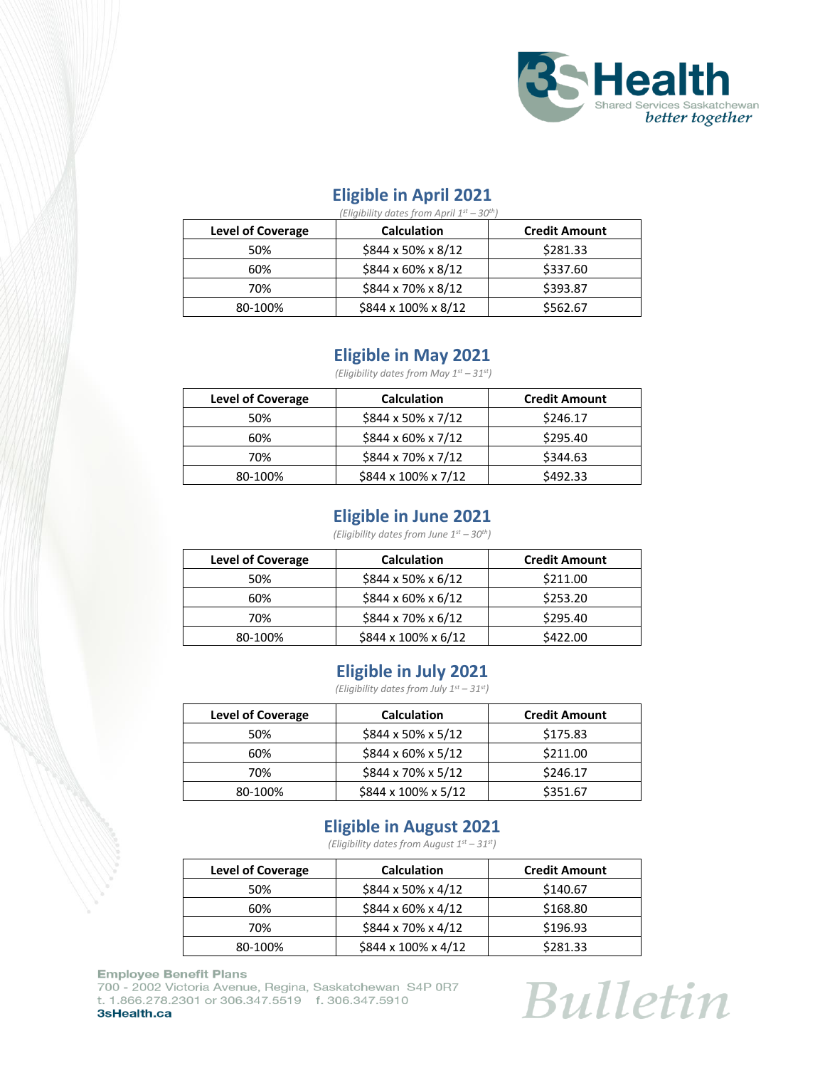## Eligible in April 2021

*(Eligibility dates from April 1st – 30th)*

| Level of Coverage | Calculation | Credit Amount |
|---|---|---|
| 50% | $844 x 50% x 8/12 | $281.33 |
| 60% | $844 x 60% x 8/12 | $337.60 |
| 70% | $844 x 70% x 8/12 | $393.87 |
| 80-100% | $844 x 100% x 8/12 | $562.67 |

## Eligible in May 2021

*(Eligibility dates from May 1st – 31st)*

| Level of Coverage | Calculation | Credit Amount |
|---|---|---|
| 50% | $844 x 50% x 7/12 | $246.17 |
| 60% | $844 x 60% x 7/12 | $295.40 |
| 70% | $844 x 70% x 7/12 | $344.63 |
| 80-100% | $844 x 100% x 7/12 | $492.33 |

## Eligible in June 2021

*(Eligibility dates from June 1st – 30th)*

| Level of Coverage | Calculation | Credit Amount |
|---|---|---|
| 50% | $844 x 50% x 6/12 | $211.00 |
| 60% | $844 x 60% x 6/12 | $253.20 |
| 70% | $844 x 70% x 6/12 | $295.40 |
| 80-100% | $844 x 100% x 6/12 | $422.00 |

## Eligible in July 2021

*(Eligibility dates from July 1st – 31st)*

| Level of Coverage | Calculation | Credit Amount |
|---|---|---|
| 50% | $844 x 50% x 5/12 | $175.83 |
| 60% | $844 x 60% x 5/12 | $211.00 |
| 70% | $844 x 70% x 5/12 | $246.17 |
| 80-100% | $844 x 100% x 5/12 | $351.67 |

## Eligible in August 2021

*(Eligibility dates from August 1st – 31st)*

| Level of Coverage | Calculation | Credit Amount |
|---|---|---|
| 50% | $844 x 50% x 4/12 | $140.67 |
| 60% | $844 x 60% x 4/12 | $168.80 |
| 70% | $844 x 70% x 4/12 | $196.93 |
| 80-100% | $844 x 100% x 4/12 | $281.33 |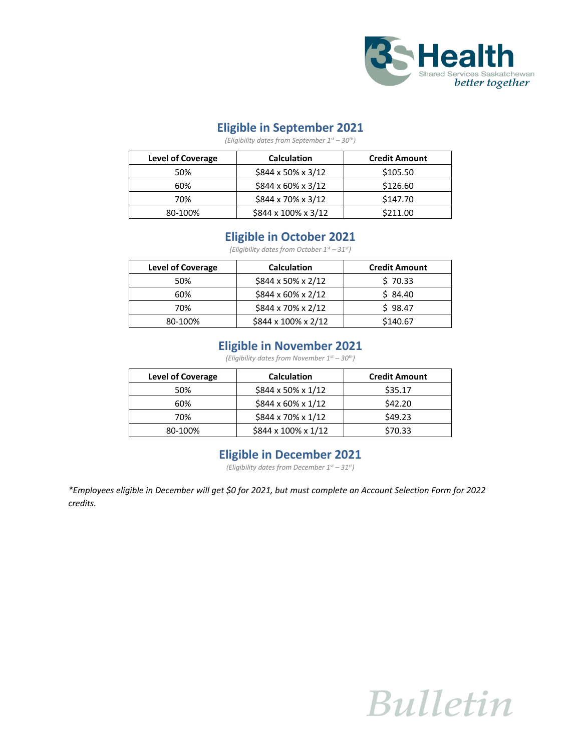## Eligible in September 2021

*(Eligibility dates from September 1st – 30th)*

| Level of Coverage | Calculation | Credit Amount |
|---|---|---|
| 50% | $844 x 50% x 3/12 | $105.50 |
| 60% | $844 x 60% x 3/12 | $126.60 |
| 70% | $844 x 70% x 3/12 | $147.70 |
| 80-100% | $844 x 100% x 3/12 | $211.00 |

## Eligible in October 2021

*(Eligibility dates from October 1st – 31st)*

| Level of Coverage | Calculation | Credit Amount |
|---|---|---|
| 50% | $844 x 50% x 2/12 | $ 70.33 |
| 60% | $844 x 60% x 2/12 | $ 84.40 |
| 70% | $844 x 70% x 2/12 | $ 98.47 |
| 80-100% | $844 x 100% x 2/12 | $140.67 |

## Eligible in November 2021

*(Eligibility dates from November 1st – 30th)*

| Level of Coverage | Calculation | Credit Amount |
|---|---|---|
| 50% | $844 x 50% x 1/12 | $35.17 |
| 60% | $844 x 60% x 1/12 | $42.20 |
| 70% | $844 x 70% x 1/12 | $49.23 |
| 80-100% | $844 x 100% x 1/12 | $70.33 |

## Eligible in December 2021

*(Eligibility dates from December 1st – 31st)*

**Employees eligible in December will get $0 for 2021, but must complete an Account Selection Form for 2022 credits.*